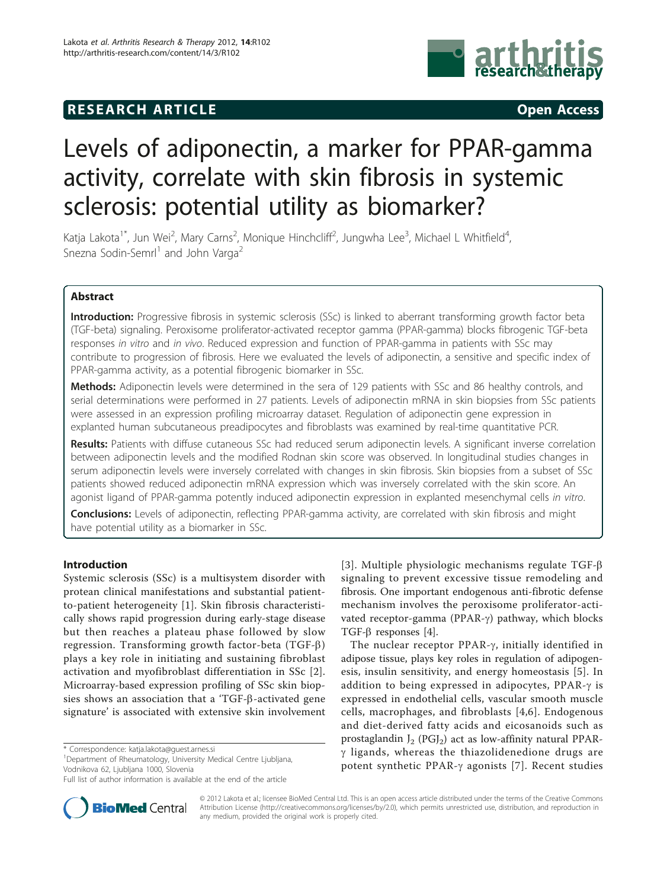# RESEARCH ARTICLE

Open Access

# Levels of adiponectin, a marker for PPAR-gamma activity, correlate with skin fibrosis in systemic sclerosis: potential utility as biomarker?

Katja Lakota[1*], Jun Wei[2], Mary Carns[2], Monique Hinchcliff[2], Jungwha Lee[3], Michael L Whitfield[4], Snezna Sodin-Semrl[1] and John Varga[2]

## Abstract

**Introduction:** Progressive fibrosis in systemic sclerosis (SSc) is linked to aberrant transforming growth factor beta (TGF-beta) signaling. Peroxisome proliferator-activated receptor gamma (PPAR-gamma) blocks fibrogenic TGF-beta responses *in vitro* and *in vivo*. Reduced expression and function of PPAR-gamma in patients with SSc may contribute to progression of fibrosis. Here we evaluated the levels of adiponectin, a sensitive and specific index of PPAR-gamma activity, as a potential fibrogenic biomarker in SSc.

**Methods:** Adiponectin levels were determined in the sera of 129 patients with SSc and 86 healthy controls, and serial determinations were performed in 27 patients. Levels of adiponectin mRNA in skin biopsies from SSc patients were assessed in an expression profiling microarray dataset. Regulation of adiponectin gene expression in explanted human subcutaneous preadipocytes and fibroblasts was examined by real-time quantitative PCR.

**Results:** Patients with diffuse cutaneous SSc had reduced serum adiponectin levels. A significant inverse correlation between adiponectin levels and the modified Rodnan skin score was observed. In longitudinal studies changes in serum adiponectin levels were inversely correlated with changes in skin fibrosis. Skin biopsies from a subset of SSc patients showed reduced adiponectin mRNA expression which was inversely correlated with the skin score. An agonist ligand of PPAR-gamma potently induced adiponectin expression in explanted mesenchymal cells *in vitro*.

**Conclusions:** Levels of adiponectin, reflecting PPAR-gamma activity, are correlated with skin fibrosis and might have potential utility as a biomarker in SSc.

## Introduction

Systemic sclerosis (SSc) is a multisystem disorder with protean clinical manifestations and substantial patient-to-patient heterogeneity [1]. Skin fibrosis characteristically shows rapid progression during early-stage disease but then reaches a plateau phase followed by slow regression. Transforming growth factor-beta (TGF-β) plays a key role in initiating and sustaining fibroblast activation and myofibroblast differentiation in SSc [2]. Microarray-based expression profiling of SSc skin biopsies shows an association that a 'TGF-β-activated gene signature' is associated with extensive skin involvement [3]. Multiple physiologic mechanisms regulate TGF-β signaling to prevent excessive tissue remodeling and fibrosis. One important endogenous anti-fibrotic defense mechanism involves the peroxisome proliferator-activated receptor-gamma (PPAR-γ) pathway, which blocks TGF-β responses [4].

The nuclear receptor PPAR-γ, initially identified in adipose tissue, plays key roles in regulation of adipogenesis, insulin sensitivity, and energy homeostasis [5]. In addition to being expressed in adipocytes, PPAR-γ is expressed in endothelial cells, vascular smooth muscle cells, macrophages, and fibroblasts [4,6]. Endogenous and diet-derived fatty acids and eicosanoids such as prostaglandin $J_2$ ($PGJ_2$) act as low-affinity natural PPAR-γ ligands, whereas the thiazolidenedione drugs are potent synthetic PPAR-γ agonists [7]. Recent studies

\* Correspondence: katja.lakota@guest.arnes.si
[1]Department of Rheumatology, University Medical Centre Ljubljana, Vodnikova 62, Ljubljana 1000, Slovenia
Full list of author information is available at the end of the article

© 2012 Lakota et al.; licensee BioMed Central Ltd. This is an open access article distributed under the terms of the Creative Commons Attribution License (http://creativecommons.org/licenses/by/2.0), which permits unrestricted use, distribution, and reproduction in any medium, provided the original work is properly cited.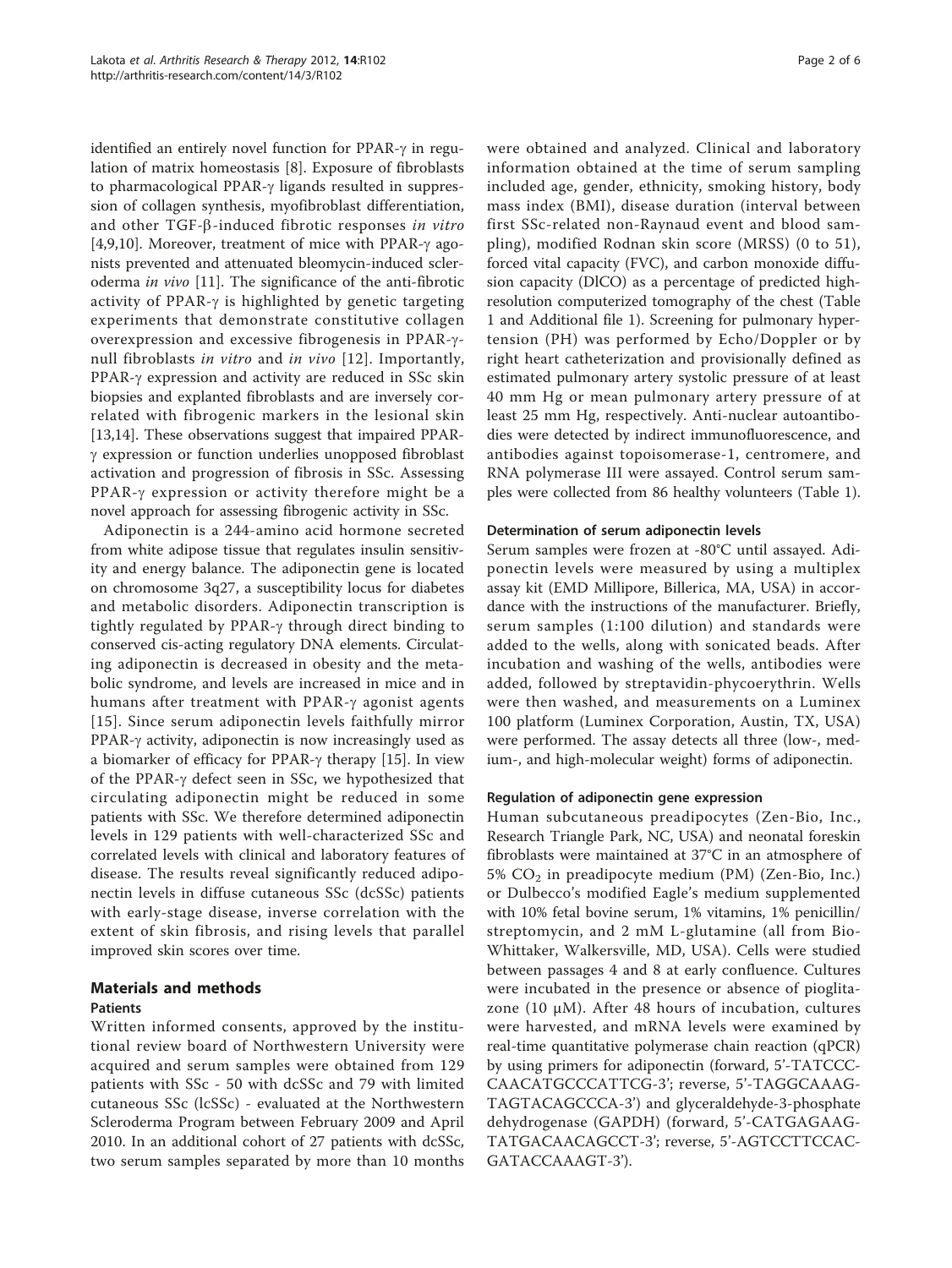identified an entirely novel function for PPAR-γ in regulation of matrix homeostasis [8]. Exposure of fibroblasts to pharmacological PPAR-γ ligands resulted in suppression of collagen synthesis, myofibroblast differentiation, and other TGF-β-induced fibrotic responses *in vitro* [4,9,10]. Moreover, treatment of mice with PPAR-γ agonists prevented and attenuated bleomycin-induced scleroderma *in vivo* [11]. The significance of the anti-fibrotic activity of PPAR-γ is highlighted by genetic targeting experiments that demonstrate constitutive collagen overexpression and excessive fibrogenesis in PPAR-γ-null fibroblasts *in vitro* and *in vivo* [12]. Importantly, PPAR-γ expression and activity are reduced in SSc skin biopsies and explanted fibroblasts and are inversely correlated with fibrogenic markers in the lesional skin [13,14]. These observations suggest that impaired PPAR-γ expression or function underlies unopposed fibroblast activation and progression of fibrosis in SSc. Assessing PPAR-γ expression or activity therefore might be a novel approach for assessing fibrogenic activity in SSc.

Adiponectin is a 244-amino acid hormone secreted from white adipose tissue that regulates insulin sensitivity and energy balance. The adiponectin gene is located on chromosome 3q27, a susceptibility locus for diabetes and metabolic disorders. Adiponectin transcription is tightly regulated by PPAR-γ through direct binding to conserved cis-acting regulatory DNA elements. Circulating adiponectin is decreased in obesity and the metabolic syndrome, and levels are increased in mice and in humans after treatment with PPAR-γ agonist agents [15]. Since serum adiponectin levels faithfully mirror PPAR-γ activity, adiponectin is now increasingly used as a biomarker of efficacy for PPAR-γ therapy [15]. In view of the PPAR-γ defect seen in SSc, we hypothesized that circulating adiponectin might be reduced in some patients with SSc. We therefore determined adiponectin levels in 129 patients with well-characterized SSc and correlated levels with clinical and laboratory features of disease. The results reveal significantly reduced adiponectin levels in diffuse cutaneous SSc (dcSSc) patients with early-stage disease, inverse correlation with the extent of skin fibrosis, and rising levels that parallel improved skin scores over time.

## Materials and methods

### Patients

Written informed consents, approved by the institutional review board of Northwestern University were acquired and serum samples were obtained from 129 patients with SSc - 50 with dcSSc and 79 with limited cutaneous SSc (lcSSc) - evaluated at the Northwestern Scleroderma Program between February 2009 and April 2010. In an additional cohort of 27 patients with dcSSc, two serum samples separated by more than 10 months were obtained and analyzed. Clinical and laboratory information obtained at the time of serum sampling included age, gender, ethnicity, smoking history, body mass index (BMI), disease duration (interval between first SSc-related non-Raynaud event and blood sampling), modified Rodnan skin score (MRSS) (0 to 51), forced vital capacity (FVC), and carbon monoxide diffusion capacity (DlCO) as a percentage of predicted high-resolution computerized tomography of the chest (Table 1 and Additional file 1). Screening for pulmonary hypertension (PH) was performed by Echo/Doppler or by right heart catheterization and provisionally defined as estimated pulmonary artery systolic pressure of at least 40 mm Hg or mean pulmonary artery pressure of at least 25 mm Hg, respectively. Anti-nuclear autoantibodies were detected by indirect immunofluorescence, and antibodies against topoisomerase-1, centromere, and RNA polymerase III were assayed. Control serum samples were collected from 86 healthy volunteers (Table 1).

### Determination of serum adiponectin levels

Serum samples were frozen at -80°C until assayed. Adiponectin levels were measured by using a multiplex assay kit (EMD Millipore, Billerica, MA, USA) in accordance with the instructions of the manufacturer. Briefly, serum samples (1:100 dilution) and standards were added to the wells, along with sonicated beads. After incubation and washing of the wells, antibodies were added, followed by streptavidin-phycoerythrin. Wells were then washed, and measurements on a Luminex 100 platform (Luminex Corporation, Austin, TX, USA) were performed. The assay detects all three (low-, medium-, and high-molecular weight) forms of adiponectin.

### Regulation of adiponectin gene expression

Human subcutaneous preadipocytes (Zen-Bio, Inc., Research Triangle Park, NC, USA) and neonatal foreskin fibroblasts were maintained at 37°C in an atmosphere of 5% $CO_2$ in preadipocyte medium (PM) (Zen-Bio, Inc.) or Dulbecco's modified Eagle's medium supplemented with 10% fetal bovine serum, 1% vitamins, 1% penicillin/streptomycin, and 2 mM L-glutamine (all from Bio-Whittaker, Walkersville, MD, USA). Cells were studied between passages 4 and 8 at early confluence. Cultures were incubated in the presence or absence of pioglitazone (10 μM). After 48 hours of incubation, cultures were harvested, and mRNA levels were examined by real-time quantitative polymerase chain reaction (qPCR) by using primers for adiponectin (forward, 5'-TATCCCCAACATGCCCATTCG-3'; reverse, 5'-TAGGCAAAGTAGTACAGCCCA-3') and glyceraldehyde-3-phosphate dehydrogenase (GAPDH) (forward, 5'-CATGAGAAGTATGACAACAGCCT-3'; reverse, 5'-AGTCCTTCCACGATACCAAAGT-3').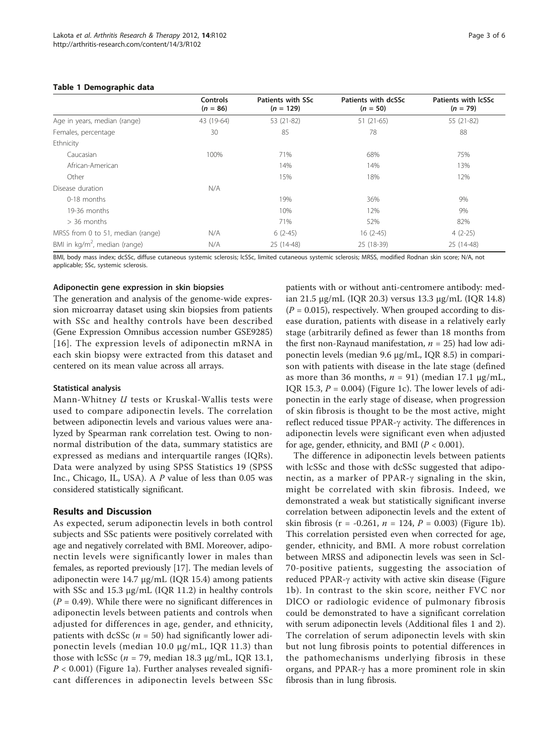**Table 1 Demographic data**

| | Controls ($n$ = 86) | Patients with SSc ($n$ = 129) | Patients with dcSSc ($n$ = 50) | Patients with lcSSc ($n$ = 79) |
|---|---|---|---|---|
| Age in years, median (range) | 43 (19-64) | 53 (21-82) | 51 (21-65) | 55 (21-82) |
| Females, percentage | 30 | 85 | 78 | 88 |
| Ethnicity | | | | |
| Caucasian | 100% | 71% | 68% | 75% |
| African-American | | 14% | 14% | 13% |
| Other | | 15% | 18% | 12% |
| Disease duration | N/A | | | |
| 0-18 months | | 19% | 36% | 9% |
| 19-36 months | | 10% | 12% | 9% |
| > 36 months | | 71% | 52% | 82% |
| MRSS from 0 to 51, median (range) | N/A | 6 (2-45) | 16 (2-45) | 4 (2-25) |
| BMI in kg/m$^2$, median (range) | N/A | 25 (14-48) | 25 (18-39) | 25 (14-48) |

BMI, body mass index; dcSSc, diffuse cutaneous systemic sclerosis; lcSSc, limited cutaneous systemic sclerosis; MRSS, modified Rodnan skin score; N/A, not applicable; SSc, systemic sclerosis.

#### Adiponectin gene expression in skin biopsies

The generation and analysis of the genome-wide expression microarray dataset using skin biopsies from patients with SSc and healthy controls have been described (Gene Expression Omnibus accession number GSE9285) [16]. The expression levels of adiponectin mRNA in each skin biopsy were extracted from this dataset and centered on its mean value across all arrays.

#### Statistical analysis

Mann-Whitney *U* tests or Kruskal-Wallis tests were used to compare adiponectin levels. The correlation between adiponectin levels and various values were analyzed by Spearman rank correlation test. Owing to nonnormal distribution of the data, summary statistics are expressed as medians and interquartile ranges (IQRs). Data were analyzed by using SPSS Statistics 19 (SPSS Inc., Chicago, IL, USA). A $P$ value of less than 0.05 was considered statistically significant.

## Results and Discussion

As expected, serum adiponectin levels in both control subjects and SSc patients were positively correlated with age and negatively correlated with BMI. Moreover, adiponectin levels were significantly lower in males than females, as reported previously [17]. The median levels of adiponectin were 14.7 μg/mL (IQR 15.4) among patients with SSc and 15.3 μg/mL (IQR 11.2) in healthy controls ($P = 0.49$). While there were no significant differences in adiponectin levels between patients and controls when adjusted for differences in age, gender, and ethnicity, patients with dcSSc ($n = 50$) had significantly lower adiponectin levels (median 10.0 μg/mL, IQR 11.3) than those with lcSSc ($n = 79$, median 18.3 μg/mL, IQR 13.1, $P < 0.001$) (Figure 1a). Further analyses revealed significant differences in adiponectin levels between SSc patients with or without anti-centromere antibody: median 21.5 μg/mL (IQR 20.3) versus 13.3 μg/mL (IQR 14.8) ($P = 0.015$), respectively. When grouped according to disease duration, patients with disease in a relatively early stage (arbitrarily defined as fewer than 18 months from the first non-Raynaud manifestation, $n = 25$) had low adiponectin levels (median 9.6 μg/mL, IQR 8.5) in comparison with patients with disease in the late stage (defined as more than 36 months, $n = 91$) (median 17.1 μg/mL, IQR 15.3, $P = 0.004$) (Figure 1c). The lower levels of adiponectin in the early stage of disease, when progression of skin fibrosis is thought to be the most active, might reflect reduced tissue PPAR-γ activity. The differences in adiponectin levels were significant even when adjusted for age, gender, ethnicity, and BMI ($P < 0.001$).

The difference in adiponectin levels between patients with lcSSc and those with dcSSc suggested that adiponectin, as a marker of PPAR-γ signaling in the skin, might be correlated with skin fibrosis. Indeed, we demonstrated a weak but statistically significant inverse correlation between adiponectin levels and the extent of skin fibrosis ($r = -0.261$, $n = 124$, $P = 0.003$) (Figure 1b). This correlation persisted even when corrected for age, gender, ethnicity, and BMI. A more robust correlation between MRSS and adiponectin levels was seen in Scl-70-positive patients, suggesting the association of reduced PPAR-γ activity with active skin disease (Figure 1b). In contrast to the skin score, neither FVC nor DlCO or radiologic evidence of pulmonary fibrosis could be demonstrated to have a significant correlation with serum adiponectin levels (Additional files 1 and 2). The correlation of serum adiponectin levels with skin but not lung fibrosis points to potential differences in the pathomechanisms underlying fibrosis in these organs, and PPAR-γ has a more prominent role in skin fibrosis than in lung fibrosis.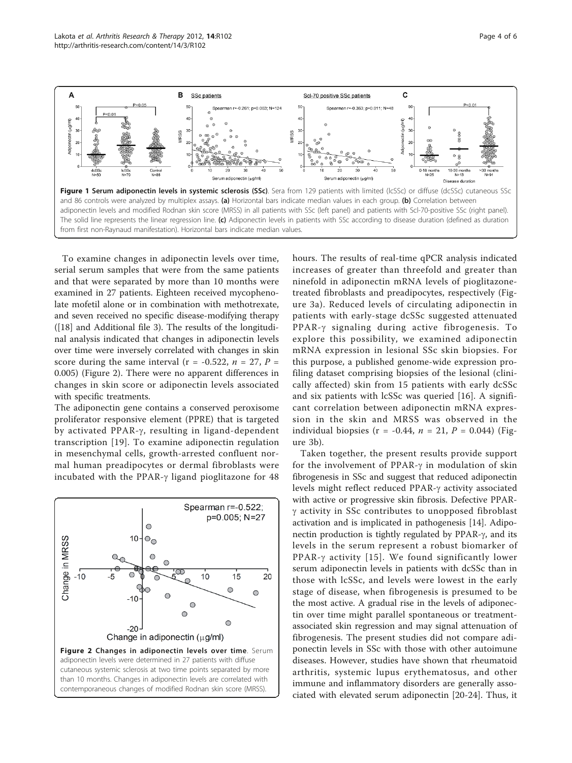**Figure 1 Serum adiponectin levels in systemic sclerosis (SSc)**. Sera from 129 patients with limited (lcSSc) or diffuse (dcSSc) cutaneous SSc and 86 controls were analyzed by multiplex assays. **(a)** Horizontal bars indicate median values in each group. **(b)** Correlation between adiponectin levels and modified Rodnan skin score (MRSS) in all patients with SSc (left panel) and patients with Scl-70-positive SSc (right panel). The solid line represents the linear regression line. **(c)** Adiponectin levels in patients with SSc according to disease duration (defined as duration from first non-Raynaud manifestation). Horizontal bars indicate median values.

To examine changes in adiponectin levels over time, serial serum samples that were from the same patients and that were separated by more than 10 months were examined in 27 patients. Eighteen received mycophenolate mofetil alone or in combination with methotrexate, and seven received no specific disease-modifying therapy ([18] and Additional file 3). The results of the longitudinal analysis indicated that changes in adiponectin levels over time were inversely correlated with changes in skin score during the same interval ($r = -0.522$, $n = 27$, $P = 0.005$) (Figure 2). There were no apparent differences in changes in skin score or adiponectin levels associated with specific treatments.

The adiponectin gene contains a conserved peroxisome proliferator responsive element (PPRE) that is targeted by activated PPAR-γ, resulting in ligand-dependent transcription [19]. To examine adiponectin regulation in mesenchymal cells, growth-arrested confluent normal human preadipocytes or dermal fibroblasts were incubated with the PPAR-γ ligand pioglitazone for 48 hours. The results of real-time qPCR analysis indicated increases of greater than threefold and greater than ninefold in adiponectin mRNA levels of pioglitazone-treated fibroblasts and preadipocytes, respectively (Figure 3a). Reduced levels of circulating adiponectin in patients with early-stage dcSSc suggested attenuated PPAR-γ signaling during active fibrogenesis. To explore this possibility, we examined adiponectin mRNA expression in lesional SSc skin biopsies. For this purpose, a published genome-wide expression profiling dataset comprising biopsies of the lesional (clinically affected) skin from 15 patients with early dcSSc and six patients with lcSSc was queried [16]. A significant correlation between adiponectin mRNA expression in the skin and MRSS was observed in the individual biopsies ($r = -0.44$, $n = 21$, $P = 0.044$) (Figure 3b).

**Figure 2 Changes in adiponectin levels over time**. Serum adiponectin levels were determined in 27 patients with diffuse cutaneous systemic sclerosis at two time points separated by more than 10 months. Changes in adiponectin levels are correlated with contemporaneous changes of modified Rodnan skin score (MRSS).

Taken together, the present results provide support for the involvement of PPAR-γ in modulation of skin fibrogenesis in SSc and suggest that reduced adiponectin levels might reflect reduced PPAR-γ activity associated with active or progressive skin fibrosis. Defective PPAR-γ activity in SSc contributes to unopposed fibroblast activation and is implicated in pathogenesis [14]. Adiponectin production is tightly regulated by PPAR-γ, and its levels in the serum represent a robust biomarker of PPAR-γ activity [15]. We found significantly lower serum adiponectin levels in patients with dcSSc than in those with lcSSc, and levels were lowest in the early stage of disease, when fibrogenesis is presumed to be the most active. A gradual rise in the levels of adiponectin over time might parallel spontaneous or treatment-associated skin regression and may signal attenuation of fibrogenesis. The present studies did not compare adiponectin levels in SSc with those with other autoimune diseases. However, studies have shown that rheumatoid arthritis, systemic lupus erythematosus, and other immune and inflammatory disorders are generally associated with elevated serum adiponectin [20-24]. Thus, it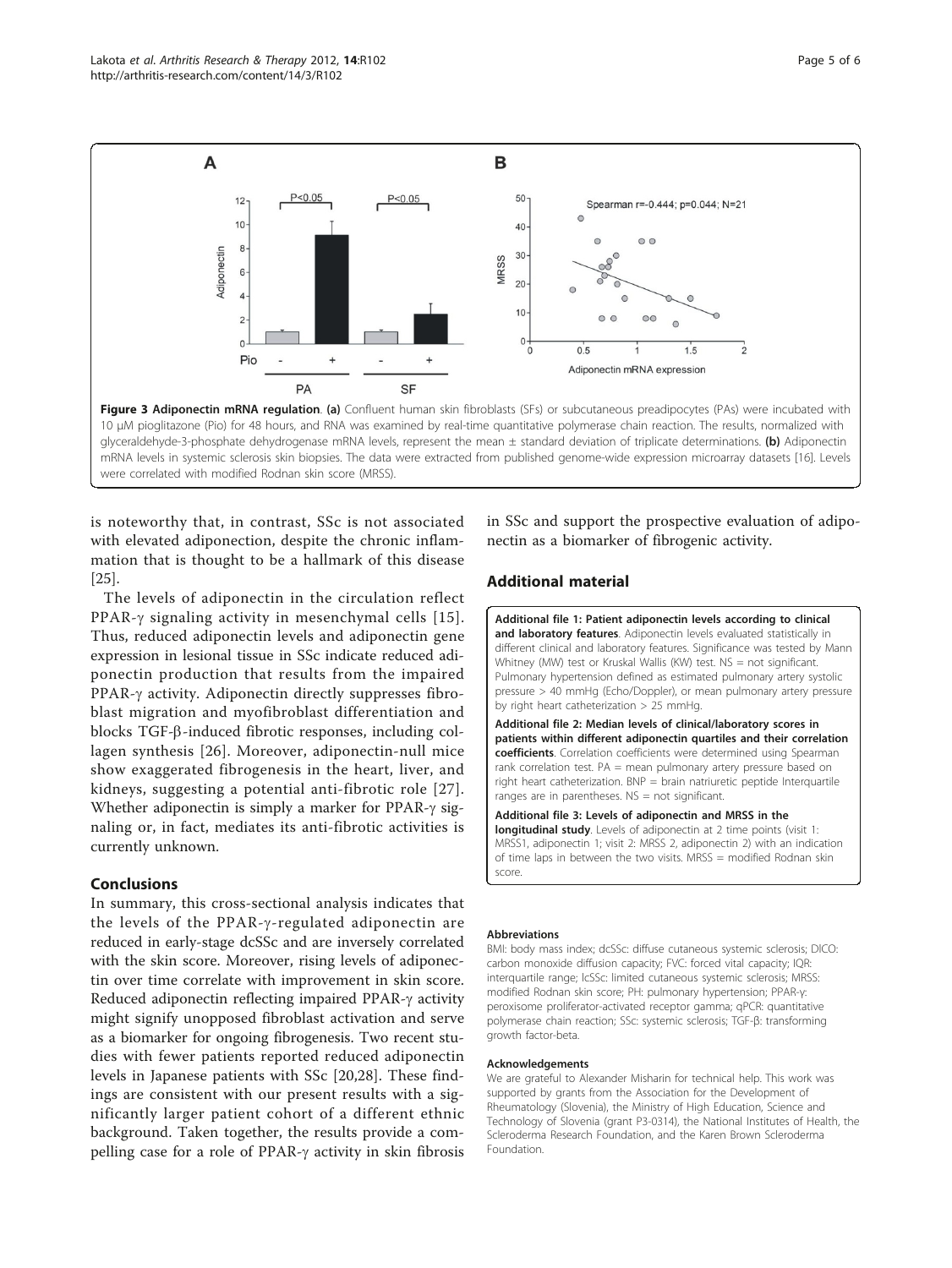Figure 3 Adiponectin mRNA regulation. (a) Confluent human skin fibroblasts (SFs) or subcutaneous preadipocytes (PAs) were incubated with 10 μM pioglitazone (Pio) for 48 hours, and RNA was examined by real-time quantitative polymerase chain reaction. The results, normalized with glyceraldehyde-3-phosphate dehydrogenase mRNA levels, represent the mean ± standard deviation of triplicate determinations. (b) Adiponectin mRNA levels in systemic sclerosis skin biopsies. The data were extracted from published genome-wide expression microarray datasets [16]. Levels were correlated with modified Rodnan skin score (MRSS).

is noteworthy that, in contrast, SSc is not associated with elevated adiponection, despite the chronic inflammation that is thought to be a hallmark of this disease [25].

The levels of adiponectin in the circulation reflect PPAR-γ signaling activity in mesenchymal cells [15]. Thus, reduced adiponectin levels and adiponectin gene expression in lesional tissue in SSc indicate reduced adiponectin production that results from the impaired PPAR-γ activity. Adiponectin directly suppresses fibroblast migration and myofibroblast differentiation and blocks TGF-β-induced fibrotic responses, including collagen synthesis [26]. Moreover, adiponectin-null mice show exaggerated fibrogenesis in the heart, liver, and kidneys, suggesting a potential anti-fibrotic role [27]. Whether adiponectin is simply a marker for PPAR-γ signaling or, in fact, mediates its anti-fibrotic activities is currently unknown.

## Conclusions

In summary, this cross-sectional analysis indicates that the levels of the PPAR-γ-regulated adiponectin are reduced in early-stage dcSSc and are inversely correlated with the skin score. Moreover, rising levels of adiponectin over time correlate with improvement in skin score. Reduced adiponectin reflecting impaired PPAR-γ activity might signify unopposed fibroblast activation and serve as a biomarker for ongoing fibrogenesis. Two recent studies with fewer patients reported reduced adiponectin levels in Japanese patients with SSc [20,28]. These findings are consistent with our present results with a significantly larger patient cohort of a different ethnic background. Taken together, the results provide a compelling case for a role of PPAR-γ activity in skin fibrosis in SSc and support the prospective evaluation of adiponectin as a biomarker of fibrogenic activity.

## Additional material

**Additional file 1: Patient adiponectin levels according to clinical and laboratory features**. Adiponectin levels evaluated statistically in different clinical and laboratory features. Significance was tested by Mann Whitney (MW) test or Kruskal Wallis (KW) test. NS = not significant. Pulmonary hypertension defined as estimated pulmonary artery systolic pressure > 40 mmHg (Echo/Doppler), or mean pulmonary artery pressure by right heart catheterization > 25 mmHg.

**Additional file 2: Median levels of clinical/laboratory scores in patients within different adiponectin quartiles and their correlation coefficients**. Correlation coefficients were determined using Spearman rank correlation test. PA = mean pulmonary artery pressure based on right heart catheterization. BNP = brain natriuretic peptide Interquartile ranges are in parentheses. NS = not significant.

**Additional file 3: Levels of adiponectin and MRSS in the longitudinal study**. Levels of adiponectin at 2 time points (visit 1: MRSS1, adiponectin 1; visit 2: MRSS 2, adiponectin 2) with an indication of time laps in between the two visits. MRSS = modified Rodnan skin score.

#### Abbreviations

BMI: body mass index; dcSSc: diffuse cutaneous systemic sclerosis; DlCO: carbon monoxide diffusion capacity; FVC: forced vital capacity; IQR: interquartile range; lcSSc: limited cutaneous systemic sclerosis; MRSS: modified Rodnan skin score; PH: pulmonary hypertension; PPAR-γ: peroxisome proliferator-activated receptor gamma; qPCR: quantitative polymerase chain reaction; SSc: systemic sclerosis; TGF-β: transforming growth factor-beta.

#### Acknowledgements

We are grateful to Alexander Misharin for technical help. This work was supported by grants from the Association for the Development of Rheumatology (Slovenia), the Ministry of High Education, Science and Technology of Slovenia (grant P3-0314), the National Institutes of Health, the Scleroderma Research Foundation, and the Karen Brown Scleroderma Foundation.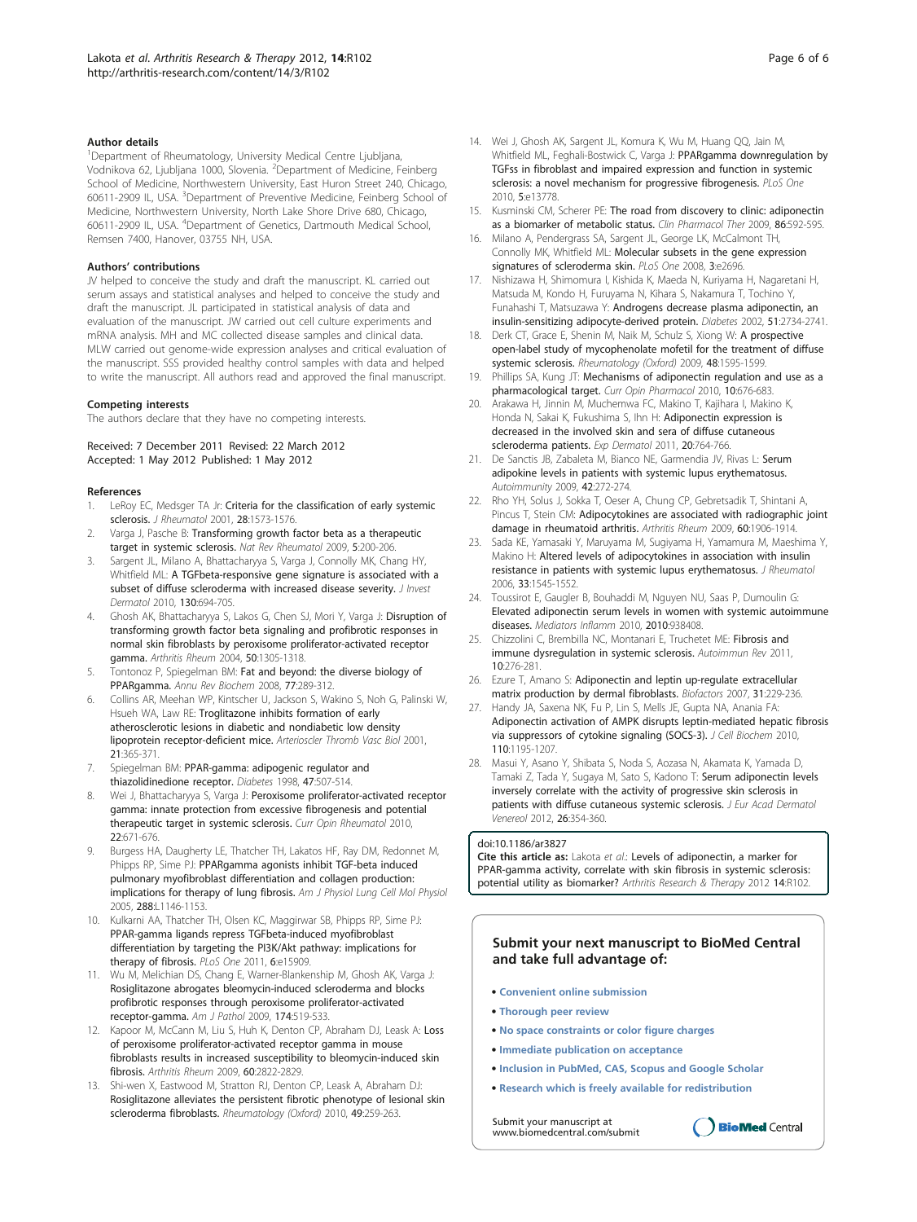#### Author details

[1]Department of Rheumatology, University Medical Centre Ljubljana, Vodnikova 62, Ljubljana 1000, Slovenia. [2]Department of Medicine, Feinberg School of Medicine, Northwestern University, East Huron Street 240, Chicago, 60611-2909 IL, USA. [3]Department of Preventive Medicine, Feinberg School of Medicine, Northwestern University, North Lake Shore Drive 680, Chicago, 60611-2909 IL, USA. [4]Department of Genetics, Dartmouth Medical School, Remsen 7400, Hanover, 03755 NH, USA.

#### Authors' contributions

JV helped to conceive the study and draft the manuscript. KL carried out serum assays and statistical analyses and helped to conceive the study and draft the manuscript. JL participated in statistical analysis of data and evaluation of the manuscript. JW carried out cell culture experiments and mRNA analysis. MH and MC collected disease samples and clinical data. MLW carried out genome-wide expression analyses and critical evaluation of the manuscript. SSS provided healthy control samples with data and helped to write the manuscript. All authors read and approved the final manuscript.

#### Competing interests

The authors declare that they have no competing interests.

Received: 7 December 2011 Revised: 22 March 2012
Accepted: 1 May 2012 Published: 1 May 2012

#### References

1. LeRoy EC, Medsger TA Jr: **Criteria for the classification of early systemic sclerosis.** *J Rheumatol* 2001, **28**:1573-1576.
2. Varga J, Pasche B: **Transforming growth factor beta as a therapeutic target in systemic sclerosis.** *Nat Rev Rheumatol* 2009, **5**:200-206.
3. Sargent JL, Milano A, Bhattacharyya S, Varga J, Connolly MK, Chang HY, Whitfield ML: **A TGFbeta-responsive gene signature is associated with a subset of diffuse scleroderma with increased disease severity.** *J Invest Dermatol* 2010, **130**:694-705.
4. Ghosh AK, Bhattacharyya S, Lakos G, Chen SJ, Mori Y, Varga J: **Disruption of transforming growth factor beta signaling and profibrotic responses in normal skin fibroblasts by peroxisome proliferator-activated receptor gamma.** *Arthritis Rheum* 2004, **50**:1305-1318.
5. Tontonoz P, Spiegelman BM: **Fat and beyond: the diverse biology of PPARgamma.** *Annu Rev Biochem* 2008, **77**:289-312.
6. Collins AR, Meehan WP, Kintscher U, Jackson S, Wakino S, Noh G, Palinski W, Hsueh WA, Law RE: **Troglitazone inhibits formation of early atherosclerotic lesions in diabetic and nondiabetic low density lipoprotein receptor-deficient mice.** *Arterioscler Thromb Vasc Biol* 2001, **21**:365-371.
7. Spiegelman BM: **PPAR-gamma: adipogenic regulator and thiazolidinedione receptor.** *Diabetes* 1998, **47**:507-514.
8. Wei J, Bhattacharyya S, Varga J: **Peroxisome proliferator-activated receptor gamma: innate protection from excessive fibrogenesis and potential therapeutic target in systemic sclerosis.** *Curr Opin Rheumatol* 2010, **22**:671-676.
9. Burgess HA, Daugherty LE, Thatcher TH, Lakatos HF, Ray DM, Redonnet M, Phipps RP, Sime PJ: **PPARgamma agonists inhibit TGF-beta induced pulmonary myofibroblast differentiation and collagen production: implications for therapy of lung fibrosis.** *Am J Physiol Lung Cell Mol Physiol* 2005, **288**:L1146-1153.
10. Kulkarni AA, Thatcher TH, Olsen KC, Maggirwar SB, Phipps RP, Sime PJ: **PPAR-gamma ligands repress TGFbeta-induced myofibroblast differentiation by targeting the PI3K/Akt pathway: implications for therapy of fibrosis.** *PLoS One* 2011, **6**:e15909.
11. Wu M, Melichian DS, Chang E, Warner-Blankenship M, Ghosh AK, Varga J: **Rosiglitazone abrogates bleomycin-induced scleroderma and blocks profibrotic responses through peroxisome proliferator-activated receptor-gamma.** *Am J Pathol* 2009, **174**:519-533.
12. Kapoor M, McCann M, Liu S, Huh K, Denton CP, Abraham DJ, Leask A: **Loss of peroxisome proliferator-activated receptor gamma in mouse fibroblasts results in increased susceptibility to bleomycin-induced skin fibrosis.** *Arthritis Rheum* 2009, **60**:2822-2829.
13. Shi-wen X, Eastwood M, Stratton RJ, Denton CP, Leask A, Abraham DJ: **Rosiglitazone alleviates the persistent fibrotic phenotype of lesional skin scleroderma fibroblasts.** *Rheumatology (Oxford)* 2010, **49**:259-263.
14. Wei J, Ghosh AK, Sargent JL, Komura K, Wu M, Huang QQ, Jain M, Whitfield ML, Feghali-Bostwick C, Varga J: **PPARgamma downregulation by TGFss in fibroblast and impaired expression and function in systemic sclerosis: a novel mechanism for progressive fibrogenesis.** *PLoS One* 2010, **5**:e13778.
15. Kusminski CM, Scherer PE: **The road from discovery to clinic: adiponectin as a biomarker of metabolic status.** *Clin Pharmacol Ther* 2009, **86**:592-595.
16. Milano A, Pendergrass SA, Sargent JL, George LK, McCalmont TH, Connolly MK, Whitfield ML: **Molecular subsets in the gene expression signatures of scleroderma skin.** *PLoS One* 2008, **3**:e2696.
17. Nishizawa H, Shimomura I, Kishida K, Maeda N, Kuriyama H, Nagaretani H, Matsuda M, Kondo H, Furuyama N, Kihara S, Nakamura T, Tochino Y, Funahashi T, Matsuzawa Y: **Androgens decrease plasma adiponectin, an insulin-sensitizing adipocyte-derived protein.** *Diabetes* 2002, **51**:2734-2741.
18. Derk CT, Grace E, Shenin M, Naik M, Schulz S, Xiong W: **A prospective open-label study of mycophenolate mofetil for the treatment of diffuse systemic sclerosis.** *Rheumatology (Oxford)* 2009, **48**:1595-1599.
19. Phillips SA, Kung JT: **Mechanisms of adiponectin regulation and use as a pharmacological target.** *Curr Opin Pharmacol* 2010, **10**:676-683.
20. Arakawa H, Jinnin M, Muchemwa FC, Makino T, Kajihara I, Makino K, Honda N, Sakai K, Fukushima S, Ihn H: **Adiponectin expression is decreased in the involved skin and sera of diffuse cutaneous scleroderma patients.** *Exp Dermatol* 2011, **20**:764-766.
21. De Sanctis JB, Zabaleta M, Bianco NE, Garmendia JV, Rivas L: **Serum adipokine levels in patients with systemic lupus erythematosus.** *Autoimmunity* 2009, **42**:272-274.
22. Rho YH, Solus J, Sokka T, Oeser A, Chung CP, Gebretsadik T, Shintani A, Pincus T, Stein CM: **Adipocytokines are associated with radiographic joint damage in rheumatoid arthritis.** *Arthritis Rheum* 2009, **60**:1906-1914.
23. Sada KE, Yamasaki Y, Maruyama M, Sugiyama H, Yamamura M, Maeshima Y, Makino H: **Altered levels of adipocytokines in association with insulin resistance in patients with systemic lupus erythematosus.** *J Rheumatol* 2006, **33**:1545-1552.
24. Toussirot E, Gaugler B, Bouhaddi M, Nguyen NU, Saas P, Dumoulin G: **Elevated adiponectin serum levels in women with systemic autoimmune diseases.** *Mediators Inflamm* 2010, **2010**:938408.
25. Chizzolini C, Brembilla NC, Montanari E, Truchetet ME: **Fibrosis and immune dysregulation in systemic sclerosis.** *Autoimmun Rev* 2011, **10**:276-281.
26. Ezure T, Amano S: **Adiponectin and leptin up-regulate extracellular matrix production by dermal fibroblasts.** *Biofactors* 2007, **31**:229-236.
27. Handy JA, Saxena NK, Fu P, Lin S, Mells JE, Gupta NA, Anania FA: **Adiponectin activation of AMPK disrupts leptin-mediated hepatic fibrosis via suppressors of cytokine signaling (SOCS-3).** *J Cell Biochem* 2010, **110**:1195-1207.
28. Masui Y, Asano Y, Shibata S, Noda S, Aozasa N, Akamata K, Yamada D, Tamaki Z, Tada Y, Sugaya M, Sato S, Kadono T: **Serum adiponectin levels inversely correlate with the activity of progressive skin sclerosis in patients with diffuse cutaneous systemic sclerosis.** *J Eur Acad Dermatol Venereol* 2012, **26**:354-360.

doi:10.1186/ar3827

**Cite this article as:** Lakota *et al.*: Levels of adiponectin, a marker for PPAR-gamma activity, correlate with skin fibrosis in systemic sclerosis: potential utility as biomarker? *Arthritis Research & Therapy* 2012 **14**:R102.

**Submit your next manuscript to BioMed Central and take full advantage of:**

- Convenient online submission
- Thorough peer review
- No space constraints or color figure charges
- Immediate publication on acceptance
- Inclusion in PubMed, CAS, Scopus and Google Scholar
- Research which is freely available for redistribution

Submit your manuscript at
www.biomedcentral.com/submit

BioMed Central